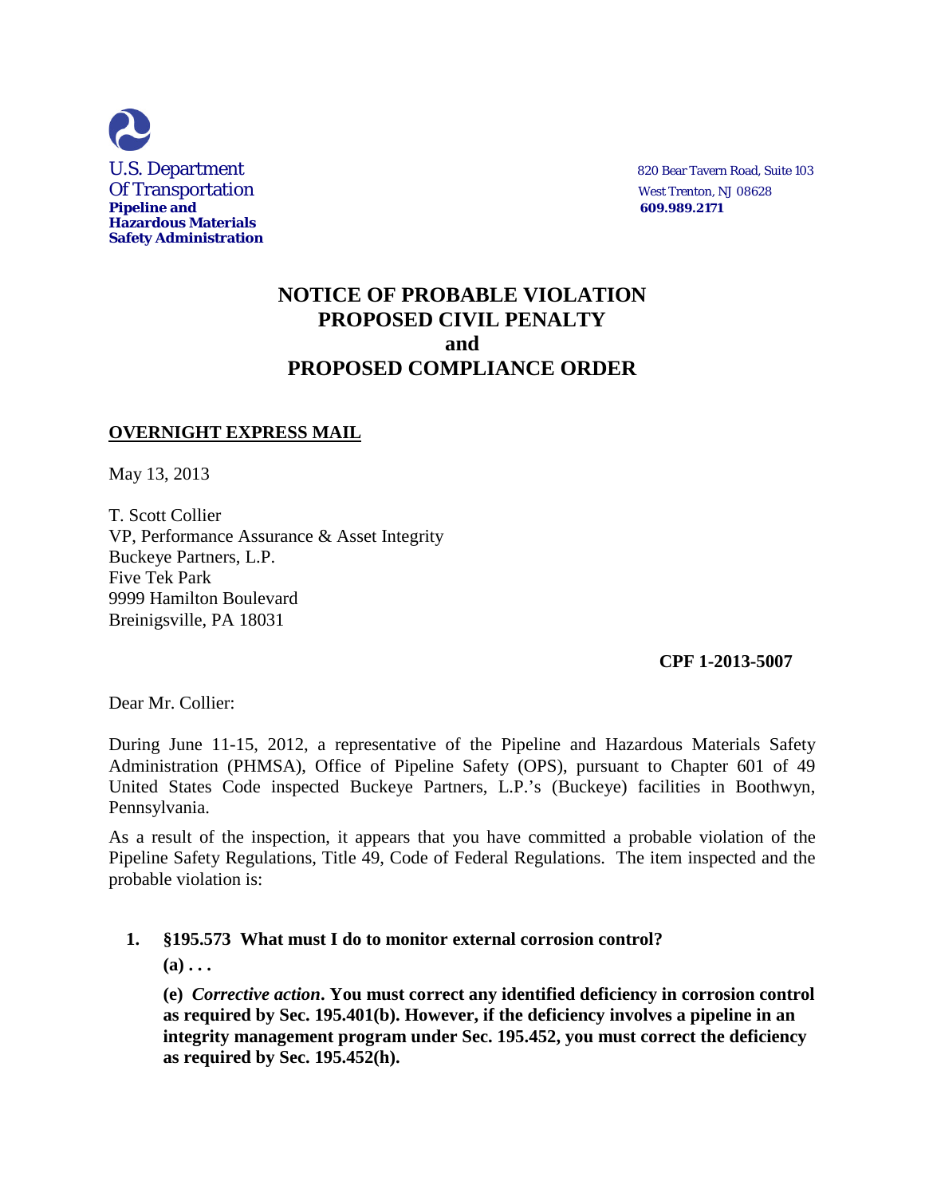U.S. Department
Of Transportation
**Pipeline and**
**Hazardous Materials**
**Safety Administration**

820 Bear Tavern Road, Suite 103
West Trenton, NJ 08628
**609.989.2171**

# NOTICE OF PROBABLE VIOLATION
# PROPOSED CIVIL PENALTY
# and
# PROPOSED COMPLIANCE ORDER

**OVERNIGHT EXPRESS MAIL**

May 13, 2013

T. Scott Collier
VP, Performance Assurance & Asset Integrity
Buckeye Partners, L.P.
Five Tek Park
9999 Hamilton Boulevard
Breinigsville, PA 18031

**CPF 1-2013-5007**

Dear Mr. Collier:

During June 11-15, 2012, a representative of the Pipeline and Hazardous Materials Safety Administration (PHMSA), Office of Pipeline Safety (OPS), pursuant to Chapter 601 of 49 United States Code inspected Buckeye Partners, L.P.'s (Buckeye) facilities in Boothwyn, Pennsylvania.

As a result of the inspection, it appears that you have committed a probable violation of the Pipeline Safety Regulations, Title 49, Code of Federal Regulations. The item inspected and the probable violation is:

1. **§195.573 What must I do to monitor external corrosion control?**

   **(a) . . .**

   **(e) *Corrective action*. You must correct any identified deficiency in corrosion control as required by Sec. 195.401(b). However, if the deficiency involves a pipeline in an integrity management program under Sec. 195.452, you must correct the deficiency as required by Sec. 195.452(h).**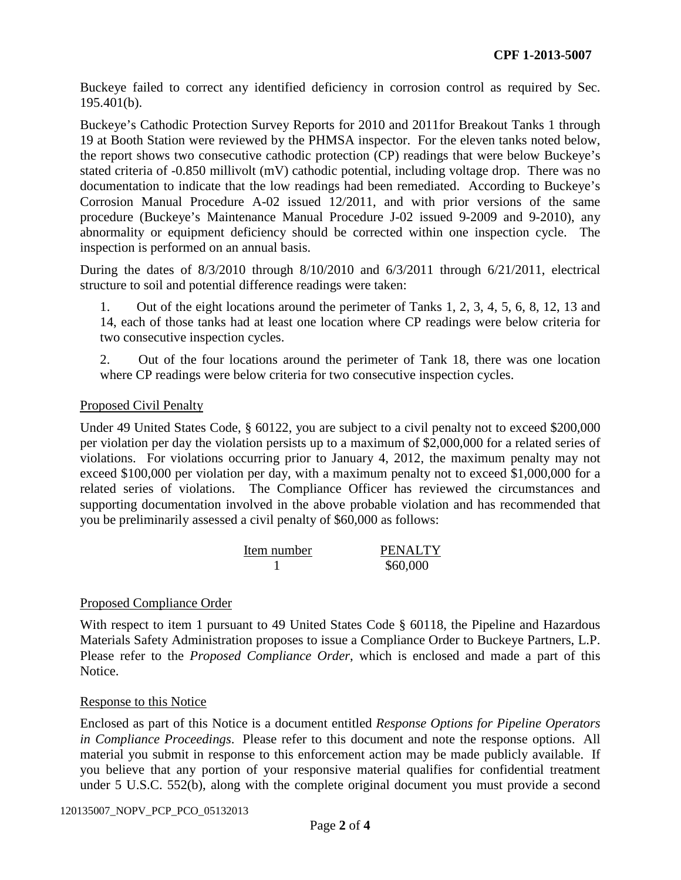Buckeye failed to correct any identified deficiency in corrosion control as required by Sec. 195.401(b).

Buckeye's Cathodic Protection Survey Reports for 2010 and 2011for Breakout Tanks 1 through 19 at Booth Station were reviewed by the PHMSA inspector. For the eleven tanks noted below, the report shows two consecutive cathodic protection (CP) readings that were below Buckeye's stated criteria of -0.850 millivolt (mV) cathodic potential, including voltage drop. There was no documentation to indicate that the low readings had been remediated. According to Buckeye's Corrosion Manual Procedure A-02 issued 12/2011, and with prior versions of the same procedure (Buckeye's Maintenance Manual Procedure J-02 issued 9-2009 and 9-2010), any abnormality or equipment deficiency should be corrected within one inspection cycle. The inspection is performed on an annual basis.

During the dates of 8/3/2010 through 8/10/2010 and 6/3/2011 through 6/21/2011, electrical structure to soil and potential difference readings were taken:

1. Out of the eight locations around the perimeter of Tanks 1, 2, 3, 4, 5, 6, 8, 12, 13 and 14, each of those tanks had at least one location where CP readings were below criteria for two consecutive inspection cycles.

2. Out of the four locations around the perimeter of Tank 18, there was one location where CP readings were below criteria for two consecutive inspection cycles.

## Proposed Civil Penalty

Under 49 United States Code, § 60122, you are subject to a civil penalty not to exceed $200,000 per violation per day the violation persists up to a maximum of $2,000,000 for a related series of violations. For violations occurring prior to January 4, 2012, the maximum penalty may not exceed $100,000 per violation per day, with a maximum penalty not to exceed $1,000,000 for a related series of violations. The Compliance Officer has reviewed the circumstances and supporting documentation involved in the above probable violation and has recommended that you be preliminarily assessed a civil penalty of $60,000 as follows:

| Item number | PENALTY |
|---|---|
| 1 | $60,000 |

## Proposed Compliance Order

With respect to item 1 pursuant to 49 United States Code § 60118, the Pipeline and Hazardous Materials Safety Administration proposes to issue a Compliance Order to Buckeye Partners, L.P. Please refer to the *Proposed Compliance Order*, which is enclosed and made a part of this Notice.

## Response to this Notice

Enclosed as part of this Notice is a document entitled *Response Options for Pipeline Operators in Compliance Proceedings*. Please refer to this document and note the response options. All material you submit in response to this enforcement action may be made publicly available. If you believe that any portion of your responsive material qualifies for confidential treatment under 5 U.S.C. 552(b), along with the complete original document you must provide a second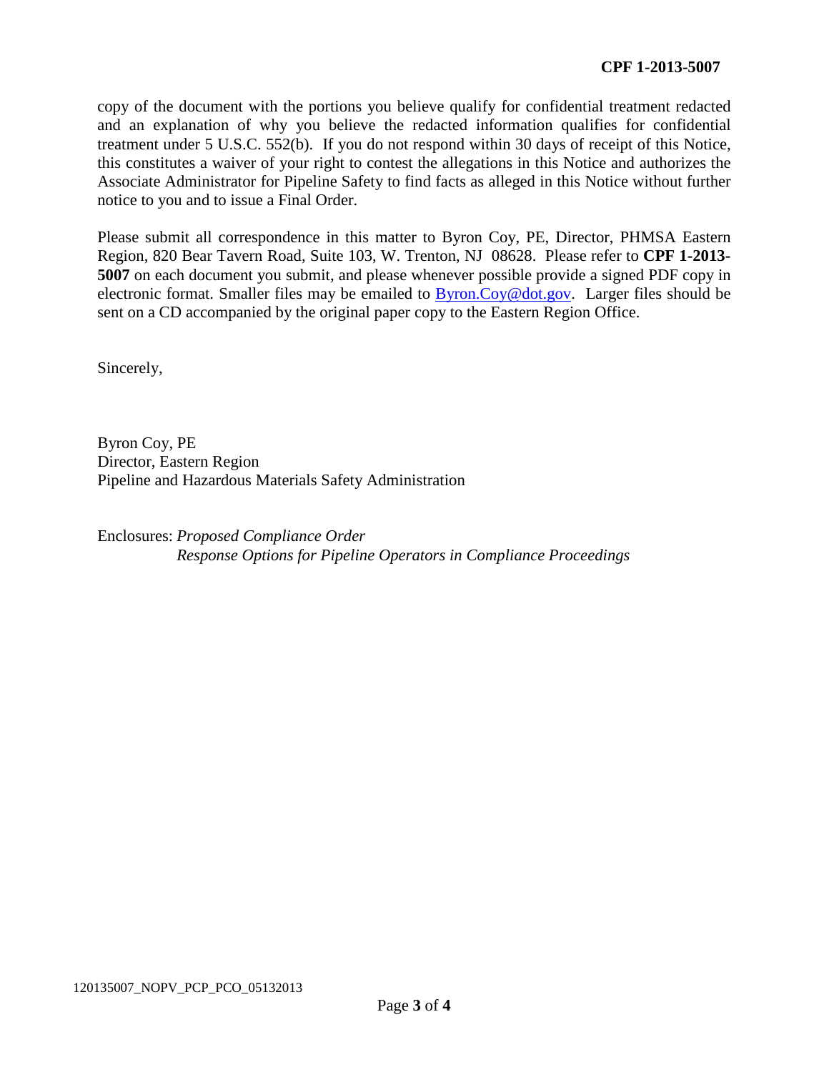copy of the document with the portions you believe qualify for confidential treatment redacted and an explanation of why you believe the redacted information qualifies for confidential treatment under 5 U.S.C. 552(b). If you do not respond within 30 days of receipt of this Notice, this constitutes a waiver of your right to contest the allegations in this Notice and authorizes the Associate Administrator for Pipeline Safety to find facts as alleged in this Notice without further notice to you and to issue a Final Order.

Please submit all correspondence in this matter to Byron Coy, PE, Director, PHMSA Eastern Region, 820 Bear Tavern Road, Suite 103, W. Trenton, NJ 08628. Please refer to **CPF 1-2013-5007** on each document you submit, and please whenever possible provide a signed PDF copy in electronic format. Smaller files may be emailed to Byron.Coy@dot.gov. Larger files should be sent on a CD accompanied by the original paper copy to the Eastern Region Office.

Sincerely,

Byron Coy, PE
Director, Eastern Region
Pipeline and Hazardous Materials Safety Administration

Enclosures: *Proposed Compliance Order*
*Response Options for Pipeline Operators in Compliance Proceedings*

120135007_NOPV_PCP_PCO_05132013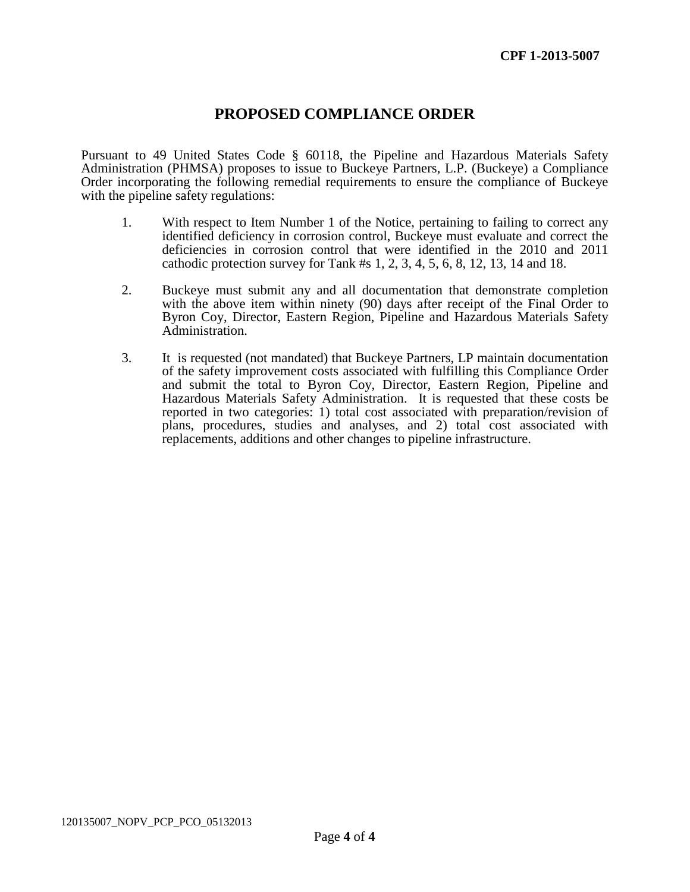# PROPOSED COMPLIANCE ORDER

Pursuant to 49 United States Code § 60118, the Pipeline and Hazardous Materials Safety Administration (PHMSA) proposes to issue to Buckeye Partners, L.P. (Buckeye) a Compliance Order incorporating the following remedial requirements to ensure the compliance of Buckeye with the pipeline safety regulations:

1. With respect to Item Number 1 of the Notice, pertaining to failing to correct any identified deficiency in corrosion control, Buckeye must evaluate and correct the deficiencies in corrosion control that were identified in the 2010 and 2011 cathodic protection survey for Tank #s 1, 2, 3, 4, 5, 6, 8, 12, 13, 14 and 18.

2. Buckeye must submit any and all documentation that demonstrate completion with the above item within ninety (90) days after receipt of the Final Order to Byron Coy, Director, Eastern Region, Pipeline and Hazardous Materials Safety Administration.

3. It is requested (not mandated) that Buckeye Partners, LP maintain documentation of the safety improvement costs associated with fulfilling this Compliance Order and submit the total to Byron Coy, Director, Eastern Region, Pipeline and Hazardous Materials Safety Administration. It is requested that these costs be reported in two categories: 1) total cost associated with preparation/revision of plans, procedures, studies and analyses, and 2) total cost associated with replacements, additions and other changes to pipeline infrastructure.